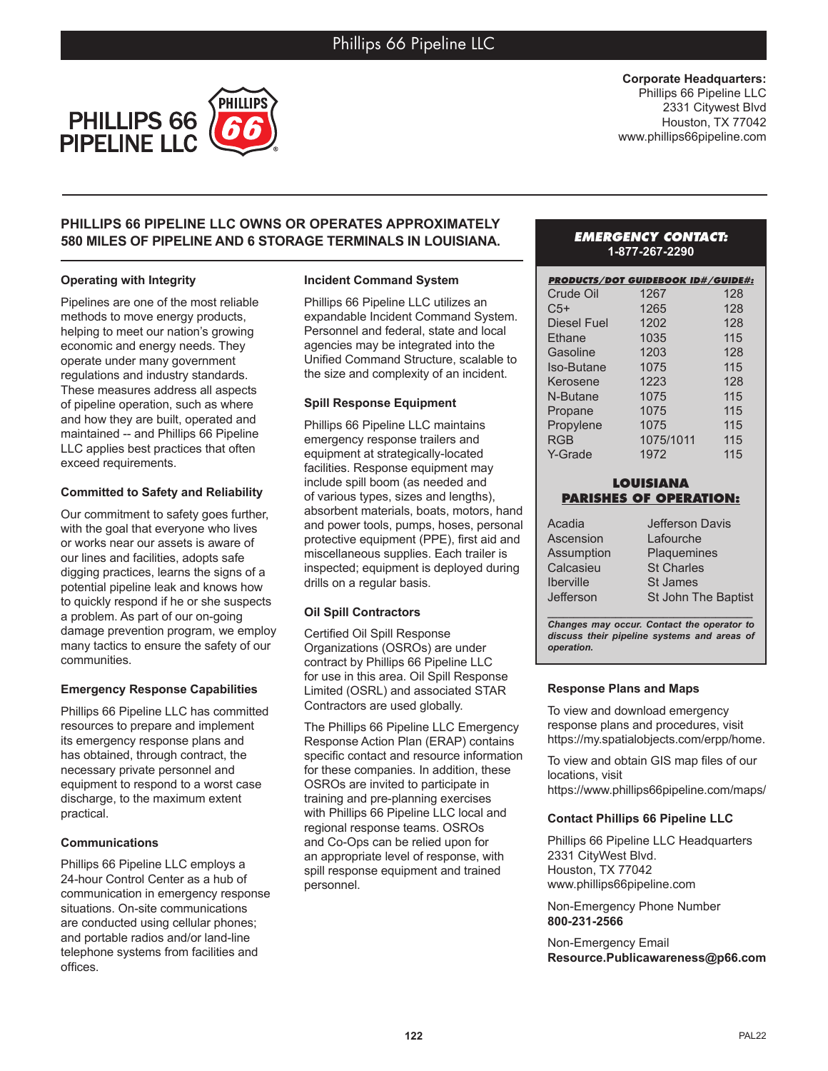# Phillips 66 Pipeline LLC

PHILLIPS 66 PIPELINE LLC

**Corporate Headquarters:**
Phillips 66 Pipeline LLC
2331 Citywest Blvd
Houston, TX 77042
www.phillips66pipeline.com

## PHILLIPS 66 PIPELINE LLC OWNS OR OPERATES APPROXIMATELY 580 MILES OF PIPELINE AND 6 STORAGE TERMINALS IN LOUISIANA.

### Operating with Integrity

Pipelines are one of the most reliable methods to move energy products, helping to meet our nation's growing economic and energy needs. They operate under many government regulations and industry standards. These measures address all aspects of pipeline operation, such as where and how they are built, operated and maintained -- and Phillips 66 Pipeline LLC applies best practices that often exceed requirements.

### Committed to Safety and Reliability

Our commitment to safety goes further, with the goal that everyone who lives or works near our assets is aware of our lines and facilities, adopts safe digging practices, learns the signs of a potential pipeline leak and knows how to quickly respond if he or she suspects a problem. As part of our on-going damage prevention program, we employ many tactics to ensure the safety of our communities.

### Emergency Response Capabilities

Phillips 66 Pipeline LLC has committed resources to prepare and implement its emergency response plans and has obtained, through contract, the necessary private personnel and equipment to respond to a worst case discharge, to the maximum extent practical.

### Communications

Phillips 66 Pipeline LLC employs a 24-hour Control Center as a hub of communication in emergency response situations. On-site communications are conducted using cellular phones; and portable radios and/or land-line telephone systems from facilities and offices.

### Incident Command System

Phillips 66 Pipeline LLC utilizes an expandable Incident Command System. Personnel and federal, state and local agencies may be integrated into the Unified Command Structure, scalable to the size and complexity of an incident.

### Spill Response Equipment

Phillips 66 Pipeline LLC maintains emergency response trailers and equipment at strategically-located facilities. Response equipment may include spill boom (as needed and of various types, sizes and lengths), absorbent materials, boats, motors, hand and power tools, pumps, hoses, personal protective equipment (PPE), first aid and miscellaneous supplies. Each trailer is inspected; equipment is deployed during drills on a regular basis.

### Oil Spill Contractors

Certified Oil Spill Response Organizations (OSROs) are under contract by Phillips 66 Pipeline LLC for use in this area. Oil Spill Response Limited (OSRL) and associated STAR Contractors are used globally.

The Phillips 66 Pipeline LLC Emergency Response Action Plan (ERAP) contains specific contact and resource information for these companies. In addition, these OSROs are invited to participate in training and pre-planning exercises with Phillips 66 Pipeline LLC local and regional response teams. OSROs and Co-Ops can be relied upon for an appropriate level of response, with spill response equipment and trained personnel.

**EMERGENCY CONTACT:**
**1-877-267-2290**

| PRODUCTS/DOT GUIDEBOOK ID#/GUIDE#: | | |
|---|---|---|
| Crude Oil | 1267 | 128 |
| C5+ | 1265 | 128 |
| Diesel Fuel | 1202 | 128 |
| Ethane | 1035 | 115 |
| Gasoline | 1203 | 128 |
| Iso-Butane | 1075 | 115 |
| Kerosene | 1223 | 128 |
| N-Butane | 1075 | 115 |
| Propane | 1075 | 115 |
| Propylene | 1075 | 115 |
| RGB | 1075/1011 | 115 |
| Y-Grade | 1972 | 115 |

**LOUISIANA PARISHES OF OPERATION:**

| | |
|---|---|
| Acadia | Jefferson Davis |
| Ascension | Lafourche |
| Assumption | Plaquemines |
| Calcasieu | St Charles |
| Iberville | St James |
| Jefferson | St John The Baptist |

***Changes may occur. Contact the operator to discuss their pipeline systems and areas of operation.***

### Response Plans and Maps

To view and download emergency response plans and procedures, visit https://my.spatialobjects.com/erpp/home.

To view and obtain GIS map files of our locations, visit https://www.phillips66pipeline.com/maps/

### Contact Phillips 66 Pipeline LLC

Phillips 66 Pipeline LLC Headquarters
2331 CityWest Blvd.
Houston, TX 77042
www.phillips66pipeline.com

Non-Emergency Phone Number
**800-231-2566**

Non-Emergency Email
**Resource.Publicawareness@p66.com**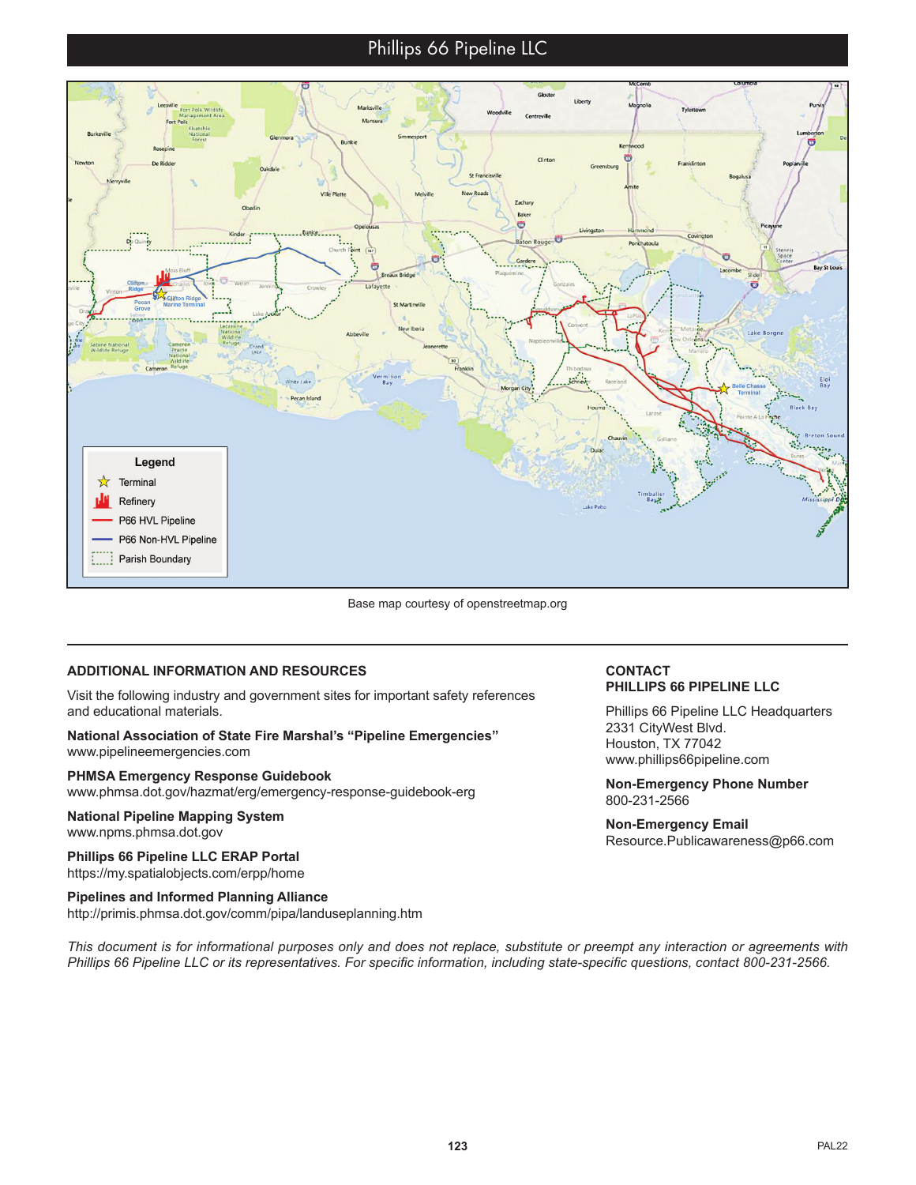## Phillips 66 Pipeline LLC

Legend

Terminal

Refinery

P66 HVL Pipeline

P66 Non-HVL Pipeline

Parish Boundary

Base map courtesy of openstreetmap.org

### ADDITIONAL INFORMATION AND RESOURCES

Visit the following industry and government sites for important safety references and educational materials.

**National Association of State Fire Marshal's "Pipeline Emergencies"**
www.pipelineemergencies.com

**PHMSA Emergency Response Guidebook**
www.phmsa.dot.gov/hazmat/erg/emergency-response-guidebook-erg

**National Pipeline Mapping System**
www.npms.phmsa.dot.gov

**Phillips 66 Pipeline LLC ERAP Portal**
https://my.spatialobjects.com/erpp/home

**Pipelines and Informed Planning Alliance**
http://primis.phmsa.dot.gov/comm/pipa/landuseplanning.htm

### CONTACT
### PHILLIPS 66 PIPELINE LLC

Phillips 66 Pipeline LLC Headquarters
2331 CityWest Blvd.
Houston, TX 77042
www.phillips66pipeline.com

**Non-Emergency Phone Number**
800-231-2566

**Non-Emergency Email**
Resource.Publicawareness@p66.com

*This document is for informational purposes only and does not replace, substitute or preempt any interaction or agreements with Phillips 66 Pipeline LLC or its representatives. For specific information, including state-specific questions, contact 800-231-2566.*